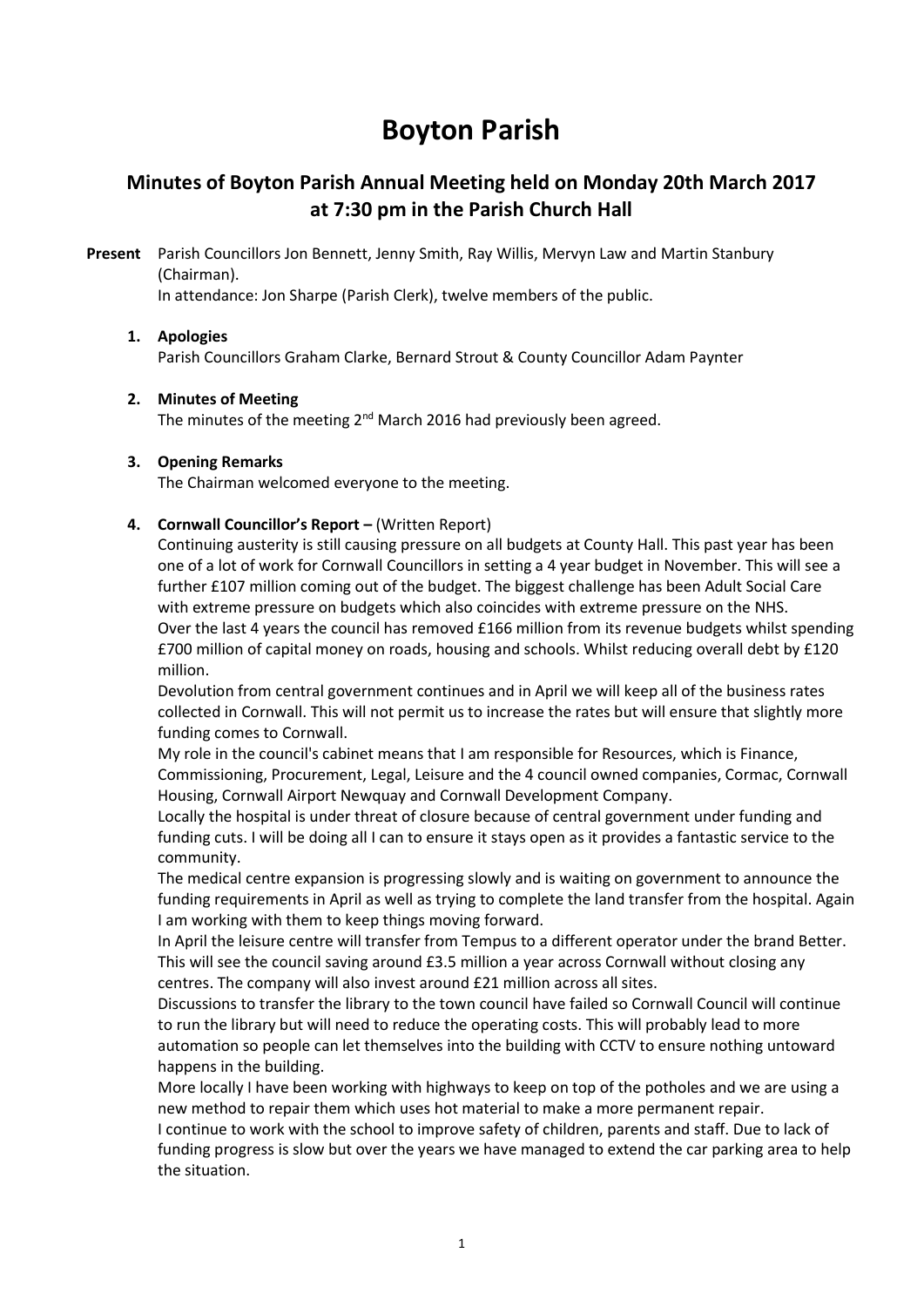# Boyton Parish

## Minutes of Boyton Parish Annual Meeting held on Monday 20th March 2017 at 7:30 pm in the Parish Church Hall

**Present** Parish Councillors Jon Bennett, Jenny Smith, Ray Willis, Mervyn Law and Martin Stanbury (Chairman).
In attendance: Jon Sharpe (Parish Clerk), twelve members of the public.

1. **Apologies**
   Parish Councillors Graham Clarke, Bernard Strout & County Councillor Adam Paynter

2. **Minutes of Meeting**
   The minutes of the meeting 2nd March 2016 had previously been agreed.

3. **Opening Remarks**
   The Chairman welcomed everyone to the meeting.

4. **Cornwall Councillor's Report –** (Written Report)
   Continuing austerity is still causing pressure on all budgets at County Hall. This past year has been one of a lot of work for Cornwall Councillors in setting a 4 year budget in November. This will see a further £107 million coming out of the budget. The biggest challenge has been Adult Social Care with extreme pressure on budgets which also coincides with extreme pressure on the NHS.
   Over the last 4 years the council has removed £166 million from its revenue budgets whilst spending £700 million of capital money on roads, housing and schools. Whilst reducing overall debt by £120 million.
   Devolution from central government continues and in April we will keep all of the business rates collected in Cornwall. This will not permit us to increase the rates but will ensure that slightly more funding comes to Cornwall.
   My role in the council's cabinet means that I am responsible for Resources, which is Finance, Commissioning, Procurement, Legal, Leisure and the 4 council owned companies, Cormac, Cornwall Housing, Cornwall Airport Newquay and Cornwall Development Company.
   Locally the hospital is under threat of closure because of central government under funding and funding cuts. I will be doing all I can to ensure it stays open as it provides a fantastic service to the community.
   The medical centre expansion is progressing slowly and is waiting on government to announce the funding requirements in April as well as trying to complete the land transfer from the hospital. Again I am working with them to keep things moving forward.
   In April the leisure centre will transfer from Tempus to a different operator under the brand Better. This will see the council saving around £3.5 million a year across Cornwall without closing any centres. The company will also invest around £21 million across all sites.
   Discussions to transfer the library to the town council have failed so Cornwall Council will continue to run the library but will need to reduce the operating costs. This will probably lead to more automation so people can let themselves into the building with CCTV to ensure nothing untoward happens in the building.
   More locally I have been working with highways to keep on top of the potholes and we are using a new method to repair them which uses hot material to make a more permanent repair.
   I continue to work with the school to improve safety of children, parents and staff. Due to lack of funding progress is slow but over the years we have managed to extend the car parking area to help the situation.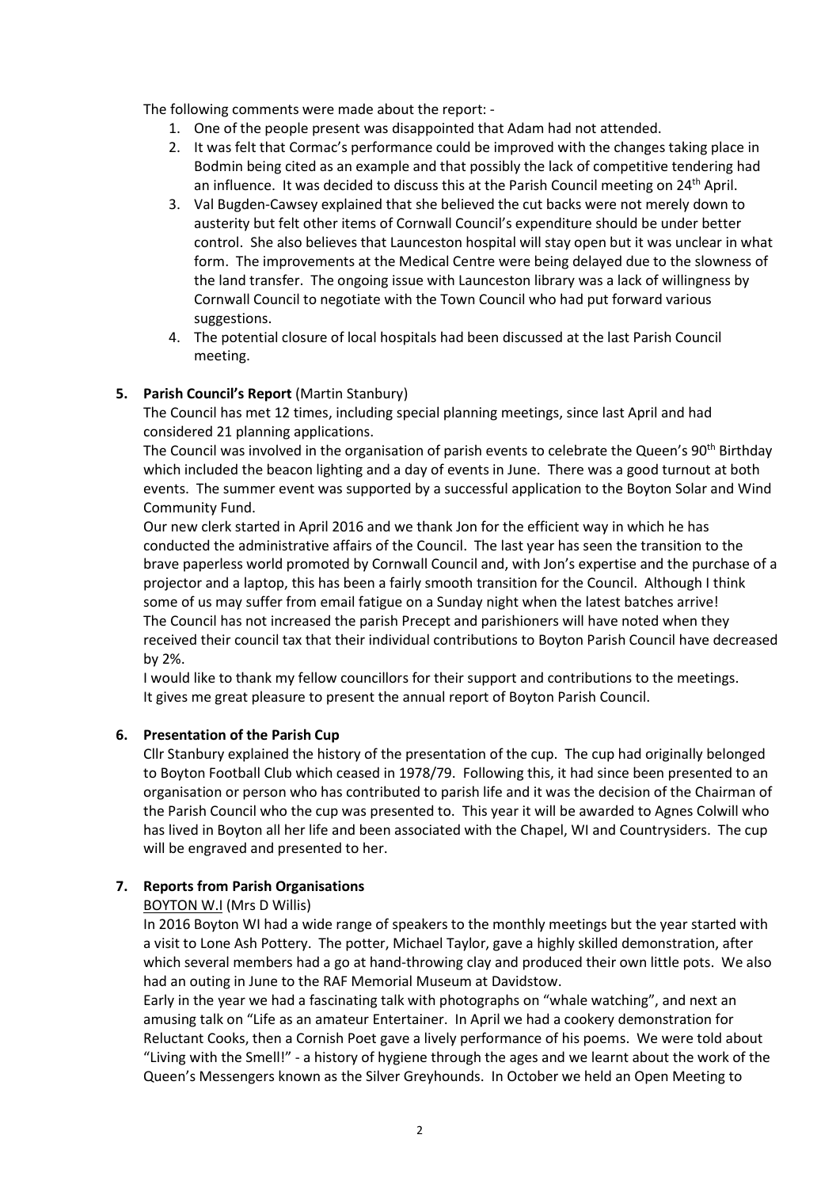The following comments were made about the report: -

1. One of the people present was disappointed that Adam had not attended.
2. It was felt that Cormac's performance could be improved with the changes taking place in Bodmin being cited as an example and that possibly the lack of competitive tendering had an influence. It was decided to discuss this at the Parish Council meeting on 24th April.
3. Val Bugden-Cawsey explained that she believed the cut backs were not merely down to austerity but felt other items of Cornwall Council's expenditure should be under better control. She also believes that Launceston hospital will stay open but it was unclear in what form. The improvements at the Medical Centre were being delayed due to the slowness of the land transfer. The ongoing issue with Launceston library was a lack of willingness by Cornwall Council to negotiate with the Town Council who had put forward various suggestions.
4. The potential closure of local hospitals had been discussed at the last Parish Council meeting.

**5. Parish Council's Report** (Martin Stanbury)

The Council has met 12 times, including special planning meetings, since last April and had considered 21 planning applications.

The Council was involved in the organisation of parish events to celebrate the Queen's 90th Birthday which included the beacon lighting and a day of events in June. There was a good turnout at both events. The summer event was supported by a successful application to the Boyton Solar and Wind Community Fund.

Our new clerk started in April 2016 and we thank Jon for the efficient way in which he has conducted the administrative affairs of the Council. The last year has seen the transition to the brave paperless world promoted by Cornwall Council and, with Jon's expertise and the purchase of a projector and a laptop, this has been a fairly smooth transition for the Council. Although I think some of us may suffer from email fatigue on a Sunday night when the latest batches arrive!

The Council has not increased the parish Precept and parishioners will have noted when they received their council tax that their individual contributions to Boyton Parish Council have decreased by 2%.

I would like to thank my fellow councillors for their support and contributions to the meetings. It gives me great pleasure to present the annual report of Boyton Parish Council.

**6. Presentation of the Parish Cup**

Cllr Stanbury explained the history of the presentation of the cup. The cup had originally belonged to Boyton Football Club which ceased in 1978/79. Following this, it had since been presented to an organisation or person who has contributed to parish life and it was the decision of the Chairman of the Parish Council who the cup was presented to. This year it will be awarded to Agnes Colwill who has lived in Boyton all her life and been associated with the Chapel, WI and Countrysiders. The cup will be engraved and presented to her.

**7. Reports from Parish Organisations**

BOYTON W.I (Mrs D Willis)

In 2016 Boyton WI had a wide range of speakers to the monthly meetings but the year started with a visit to Lone Ash Pottery. The potter, Michael Taylor, gave a highly skilled demonstration, after which several members had a go at hand-throwing clay and produced their own little pots. We also had an outing in June to the RAF Memorial Museum at Davidstow.

Early in the year we had a fascinating talk with photographs on "whale watching", and next an amusing talk on "Life as an amateur Entertainer. In April we had a cookery demonstration for Reluctant Cooks, then a Cornish Poet gave a lively performance of his poems. We were told about "Living with the Smell!" - a history of hygiene through the ages and we learnt about the work of the Queen's Messengers known as the Silver Greyhounds. In October we held an Open Meeting to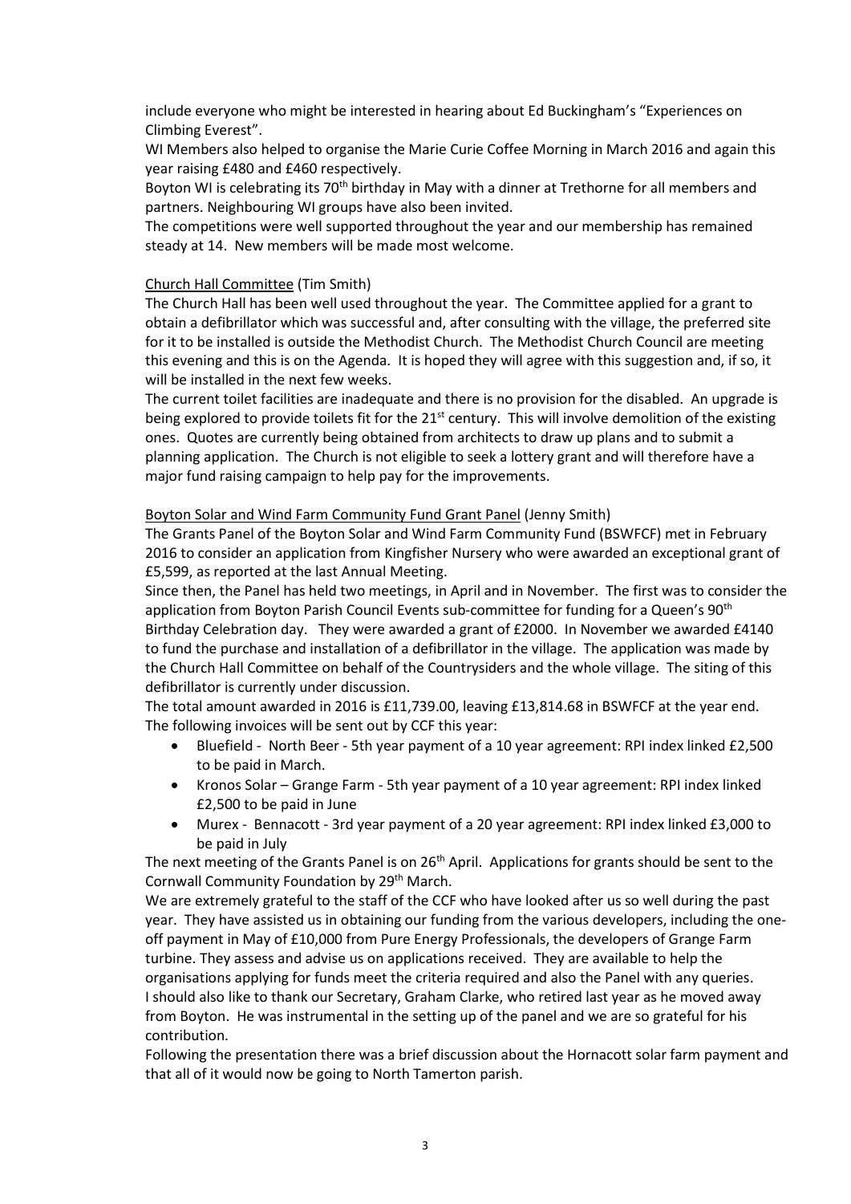include everyone who might be interested in hearing about Ed Buckingham's "Experiences on Climbing Everest".

WI Members also helped to organise the Marie Curie Coffee Morning in March 2016 and again this year raising £480 and £460 respectively.

Boyton WI is celebrating its 70th birthday in May with a dinner at Trethorne for all members and partners. Neighbouring WI groups have also been invited.

The competitions were well supported throughout the year and our membership has remained steady at 14. New members will be made most welcome.

<u>Church Hall Committee</u> (Tim Smith)

The Church Hall has been well used throughout the year. The Committee applied for a grant to obtain a defibrillator which was successful and, after consulting with the village, the preferred site for it to be installed is outside the Methodist Church. The Methodist Church Council are meeting this evening and this is on the Agenda. It is hoped they will agree with this suggestion and, if so, it will be installed in the next few weeks.

The current toilet facilities are inadequate and there is no provision for the disabled. An upgrade is being explored to provide toilets fit for the 21st century. This will involve demolition of the existing ones. Quotes are currently being obtained from architects to draw up plans and to submit a planning application. The Church is not eligible to seek a lottery grant and will therefore have a major fund raising campaign to help pay for the improvements.

<u>Boyton Solar and Wind Farm Community Fund Grant Panel</u> (Jenny Smith)

The Grants Panel of the Boyton Solar and Wind Farm Community Fund (BSWFCF) met in February 2016 to consider an application from Kingfisher Nursery who were awarded an exceptional grant of £5,599, as reported at the last Annual Meeting.

Since then, the Panel has held two meetings, in April and in November. The first was to consider the application from Boyton Parish Council Events sub-committee for funding for a Queen's 90th Birthday Celebration day. They were awarded a grant of £2000. In November we awarded £4140 to fund the purchase and installation of a defibrillator in the village. The application was made by the Church Hall Committee on behalf of the Countrysiders and the whole village. The siting of this defibrillator is currently under discussion.

The total amount awarded in 2016 is £11,739.00, leaving £13,814.68 in BSWFCF at the year end.

The following invoices will be sent out by CCF this year:

- Bluefield - North Beer - 5th year payment of a 10 year agreement: RPI index linked £2,500 to be paid in March.
- Kronos Solar – Grange Farm - 5th year payment of a 10 year agreement: RPI index linked £2,500 to be paid in June
- Murex - Bennacott - 3rd year payment of a 20 year agreement: RPI index linked £3,000 to be paid in July

The next meeting of the Grants Panel is on 26th April. Applications for grants should be sent to the Cornwall Community Foundation by 29th March.

We are extremely grateful to the staff of the CCF who have looked after us so well during the past year. They have assisted us in obtaining our funding from the various developers, including the one-off payment in May of £10,000 from Pure Energy Professionals, the developers of Grange Farm turbine. They assess and advise us on applications received. They are available to help the organisations applying for funds meet the criteria required and also the Panel with any queries.

I should also like to thank our Secretary, Graham Clarke, who retired last year as he moved away from Boyton. He was instrumental in the setting up of the panel and we are so grateful for his contribution.

Following the presentation there was a brief discussion about the Hornacott solar farm payment and that all of it would now be going to North Tamerton parish.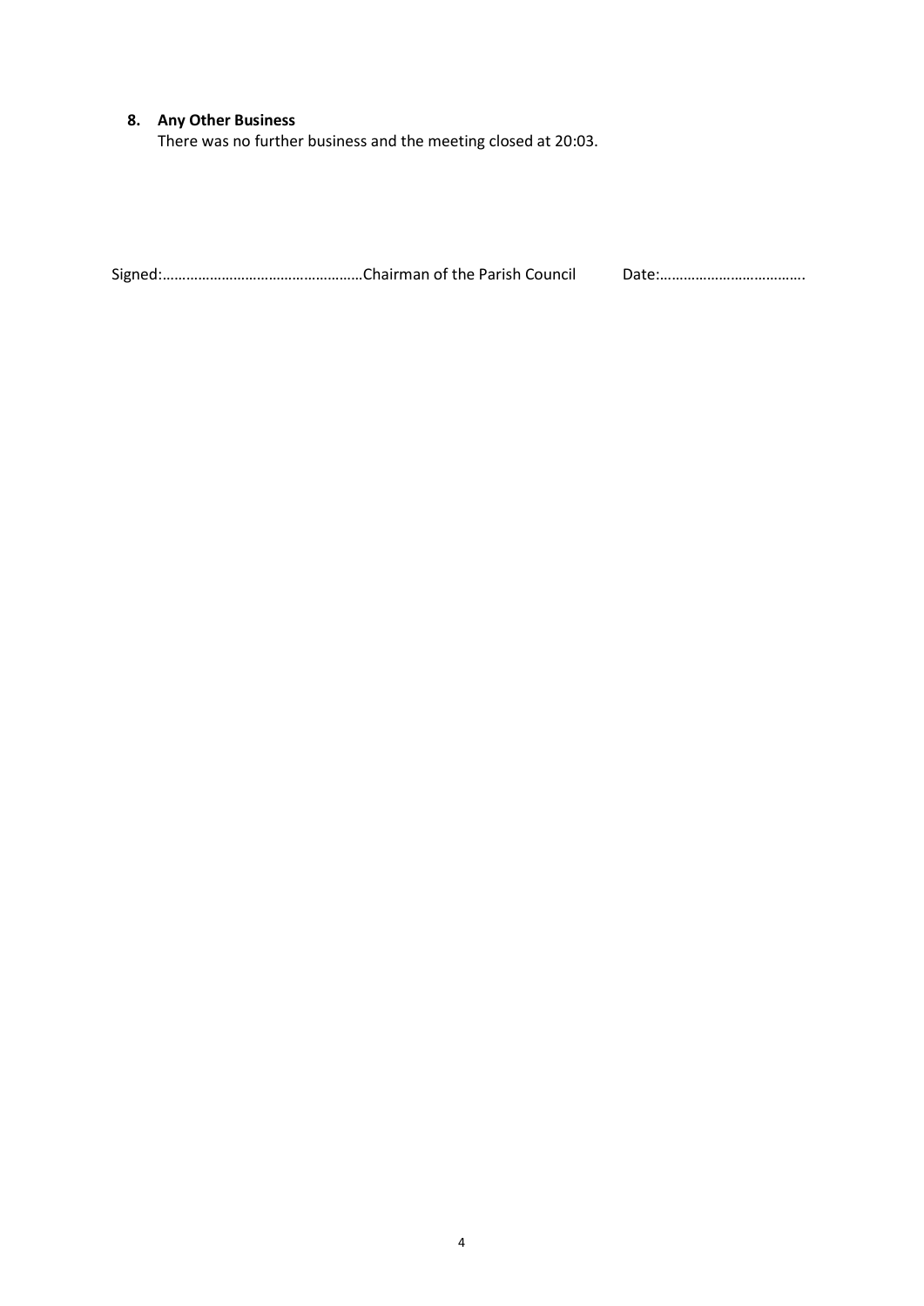**8. Any Other Business**

There was no further business and the meeting closed at 20:03.

Signed:……………………………………………Chairman of the Parish Council Date:……………………………….